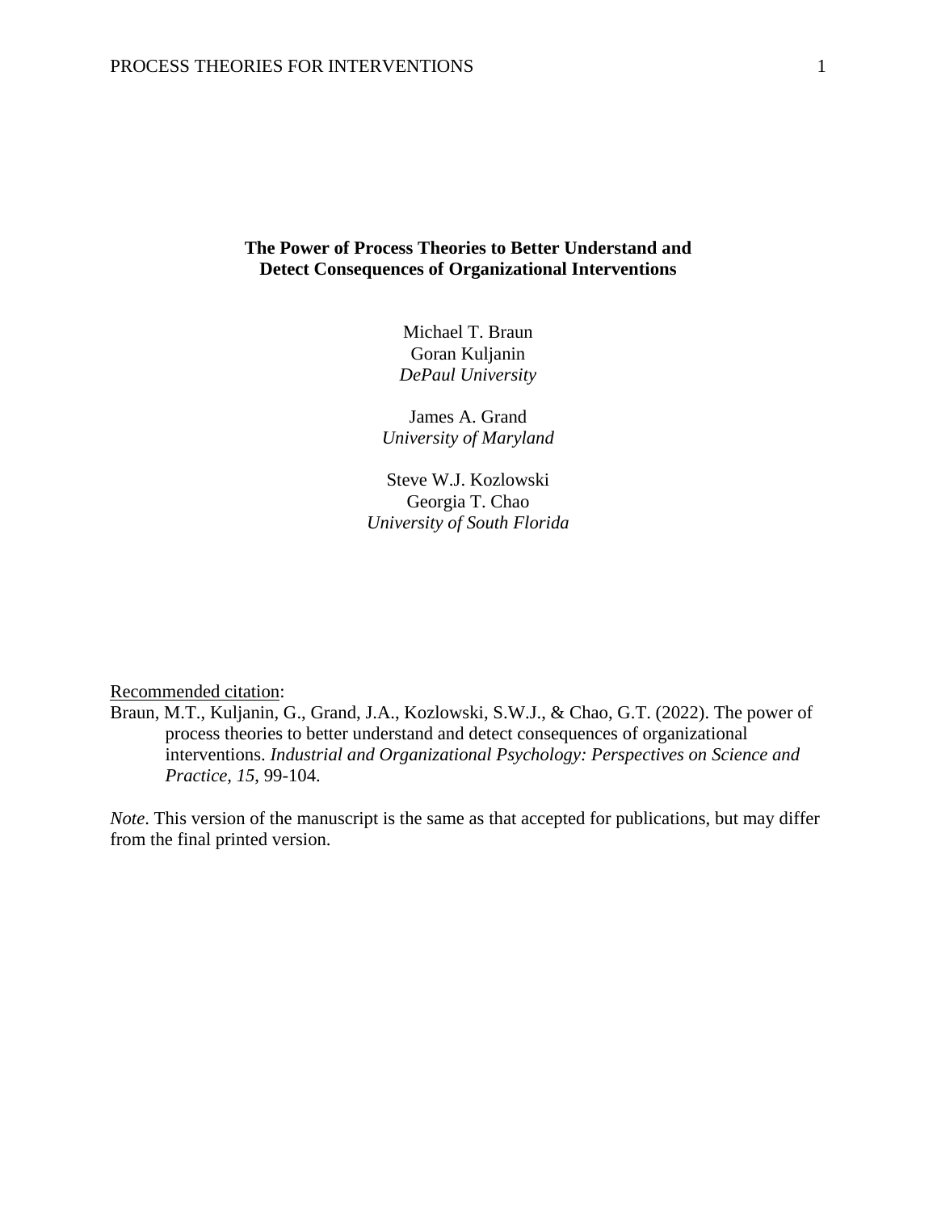# The Power of Process Theories to Better Understand and Detect Consequences of Organizational Interventions

Michael T. Braun
Goran Kuljanin
*DePaul University*

James A. Grand
*University of Maryland*

Steve W.J. Kozlowski
Georgia T. Chao
*University of South Florida*

Recommended citation:

Braun, M.T., Kuljanin, G., Grand, J.A., Kozlowski, S.W.J., & Chao, G.T. (2022). The power of process theories to better understand and detect consequences of organizational interventions. *Industrial and Organizational Psychology: Perspectives on Science and Practice, 15*, 99-104.

*Note*. This version of the manuscript is the same as that accepted for publications, but may differ from the final printed version.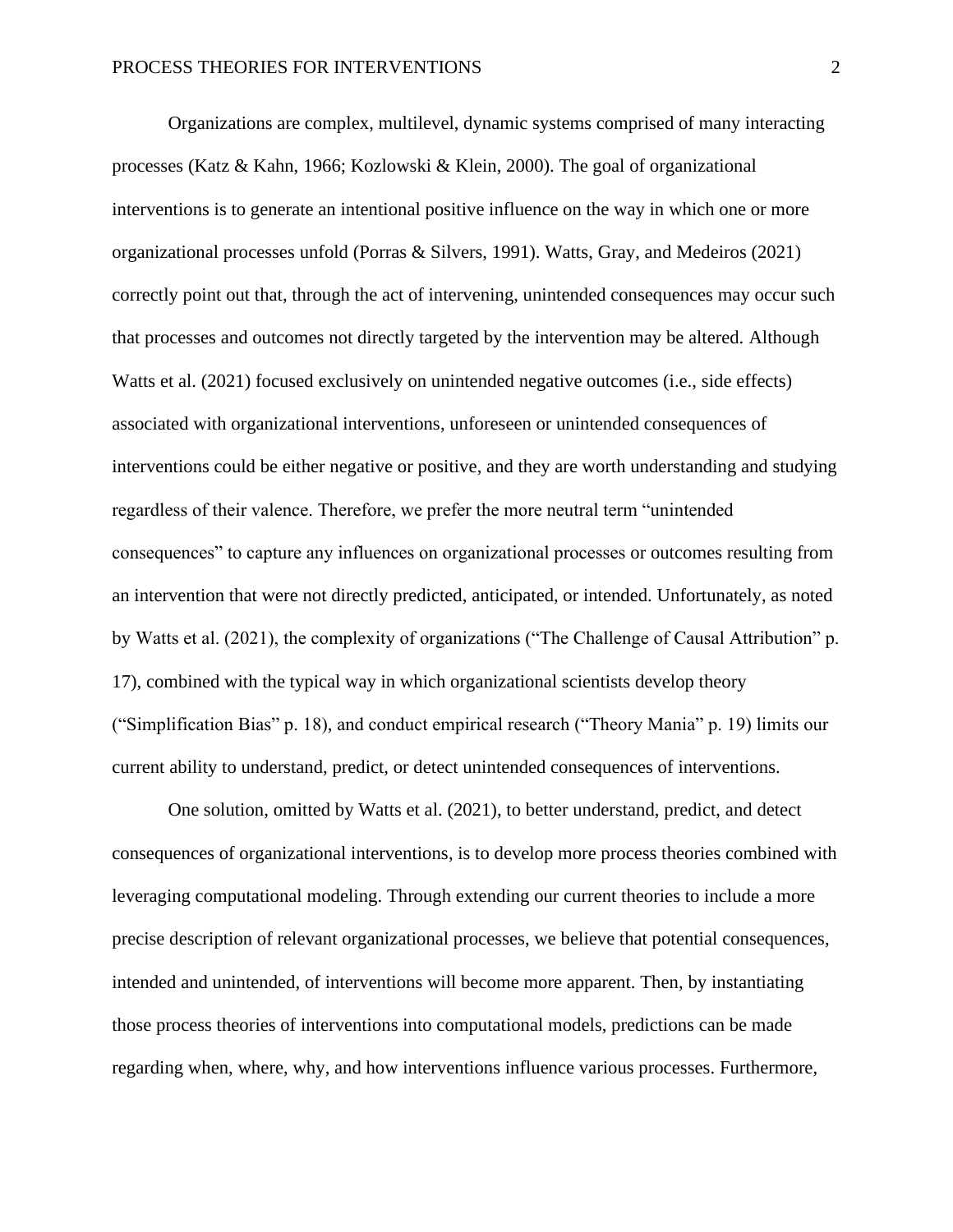Organizations are complex, multilevel, dynamic systems comprised of many interacting processes (Katz & Kahn, 1966; Kozlowski & Klein, 2000). The goal of organizational interventions is to generate an intentional positive influence on the way in which one or more organizational processes unfold (Porras & Silvers, 1991). Watts, Gray, and Medeiros (2021) correctly point out that, through the act of intervening, unintended consequences may occur such that processes and outcomes not directly targeted by the intervention may be altered. Although Watts et al. (2021) focused exclusively on unintended negative outcomes (i.e., side effects) associated with organizational interventions, unforeseen or unintended consequences of interventions could be either negative or positive, and they are worth understanding and studying regardless of their valence. Therefore, we prefer the more neutral term "unintended consequences" to capture any influences on organizational processes or outcomes resulting from an intervention that were not directly predicted, anticipated, or intended. Unfortunately, as noted by Watts et al. (2021), the complexity of organizations ("The Challenge of Causal Attribution" p. 17), combined with the typical way in which organizational scientists develop theory ("Simplification Bias" p. 18), and conduct empirical research ("Theory Mania" p. 19) limits our current ability to understand, predict, or detect unintended consequences of interventions.

One solution, omitted by Watts et al. (2021), to better understand, predict, and detect consequences of organizational interventions, is to develop more process theories combined with leveraging computational modeling. Through extending our current theories to include a more precise description of relevant organizational processes, we believe that potential consequences, intended and unintended, of interventions will become more apparent. Then, by instantiating those process theories of interventions into computational models, predictions can be made regarding when, where, why, and how interventions influence various processes. Furthermore,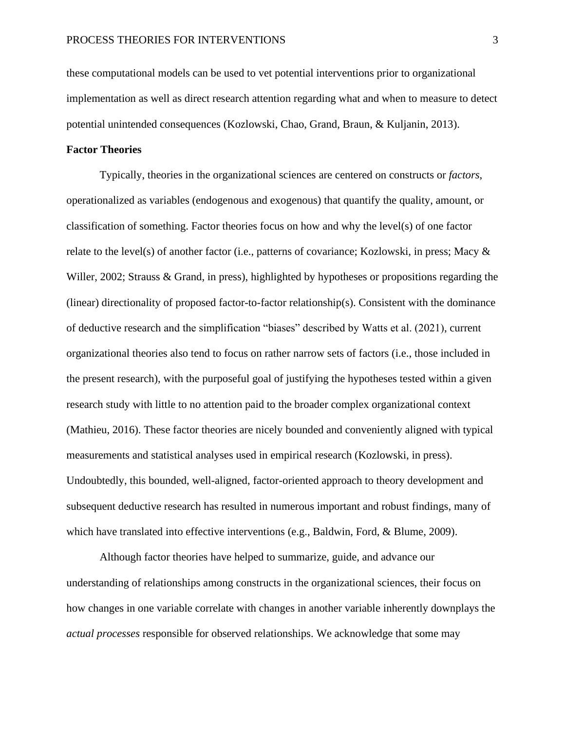these computational models can be used to vet potential interventions prior to organizational implementation as well as direct research attention regarding what and when to measure to detect potential unintended consequences (Kozlowski, Chao, Grand, Braun, & Kuljanin, 2013).

## Factor Theories

Typically, theories in the organizational sciences are centered on constructs or *factors*, operationalized as variables (endogenous and exogenous) that quantify the quality, amount, or classification of something. Factor theories focus on how and why the level(s) of one factor relate to the level(s) of another factor (i.e., patterns of covariance; Kozlowski, in press; Macy & Willer, 2002; Strauss & Grand, in press), highlighted by hypotheses or propositions regarding the (linear) directionality of proposed factor-to-factor relationship(s). Consistent with the dominance of deductive research and the simplification "biases" described by Watts et al. (2021), current organizational theories also tend to focus on rather narrow sets of factors (i.e., those included in the present research), with the purposeful goal of justifying the hypotheses tested within a given research study with little to no attention paid to the broader complex organizational context (Mathieu, 2016). These factor theories are nicely bounded and conveniently aligned with typical measurements and statistical analyses used in empirical research (Kozlowski, in press). Undoubtedly, this bounded, well-aligned, factor-oriented approach to theory development and subsequent deductive research has resulted in numerous important and robust findings, many of which have translated into effective interventions (e.g., Baldwin, Ford, & Blume, 2009).

Although factor theories have helped to summarize, guide, and advance our understanding of relationships among constructs in the organizational sciences, their focus on how changes in one variable correlate with changes in another variable inherently downplays the *actual processes* responsible for observed relationships. We acknowledge that some may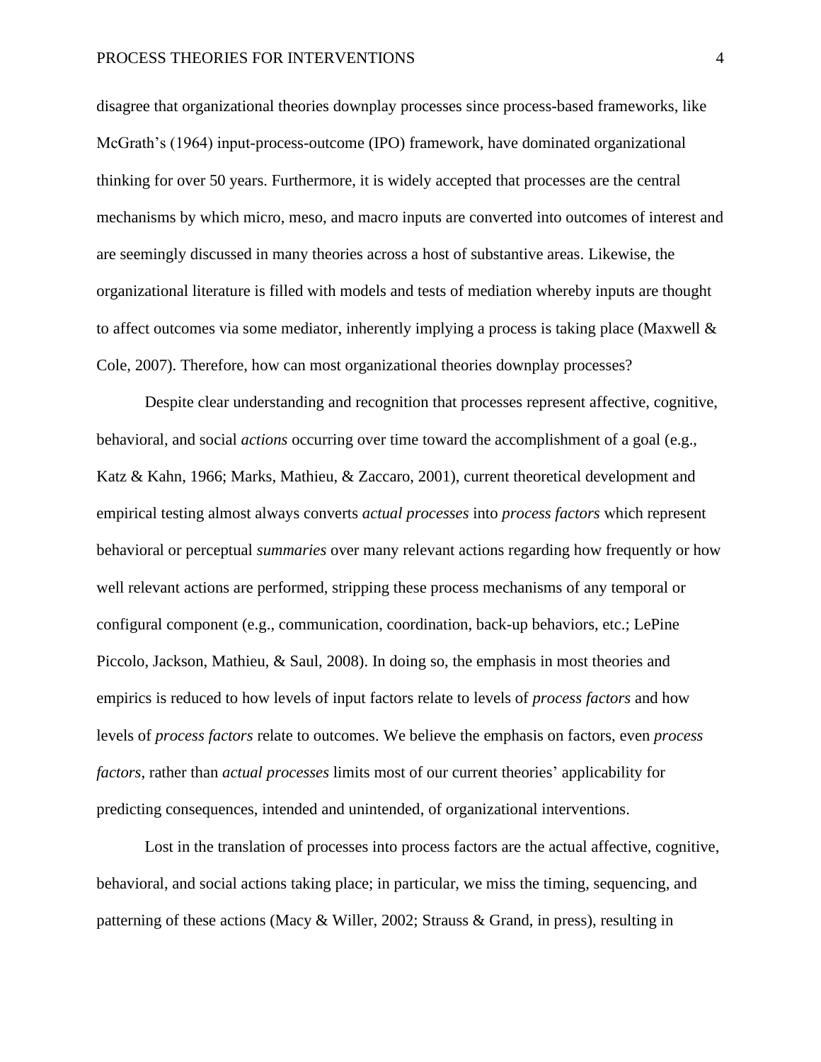disagree that organizational theories downplay processes since process-based frameworks, like McGrath's (1964) input-process-outcome (IPO) framework, have dominated organizational thinking for over 50 years. Furthermore, it is widely accepted that processes are the central mechanisms by which micro, meso, and macro inputs are converted into outcomes of interest and are seemingly discussed in many theories across a host of substantive areas. Likewise, the organizational literature is filled with models and tests of mediation whereby inputs are thought to affect outcomes via some mediator, inherently implying a process is taking place (Maxwell & Cole, 2007). Therefore, how can most organizational theories downplay processes?

Despite clear understanding and recognition that processes represent affective, cognitive, behavioral, and social *actions* occurring over time toward the accomplishment of a goal (e.g., Katz & Kahn, 1966; Marks, Mathieu, & Zaccaro, 2001), current theoretical development and empirical testing almost always converts *actual processes* into *process factors* which represent behavioral or perceptual *summaries* over many relevant actions regarding how frequently or how well relevant actions are performed, stripping these process mechanisms of any temporal or configural component (e.g., communication, coordination, back-up behaviors, etc.; LePine Piccolo, Jackson, Mathieu, & Saul, 2008). In doing so, the emphasis in most theories and empirics is reduced to how levels of input factors relate to levels of *process factors* and how levels of *process factors* relate to outcomes. We believe the emphasis on factors, even *process factors*, rather than *actual processes* limits most of our current theories' applicability for predicting consequences, intended and unintended, of organizational interventions.

Lost in the translation of processes into process factors are the actual affective, cognitive, behavioral, and social actions taking place; in particular, we miss the timing, sequencing, and patterning of these actions (Macy & Willer, 2002; Strauss & Grand, in press), resulting in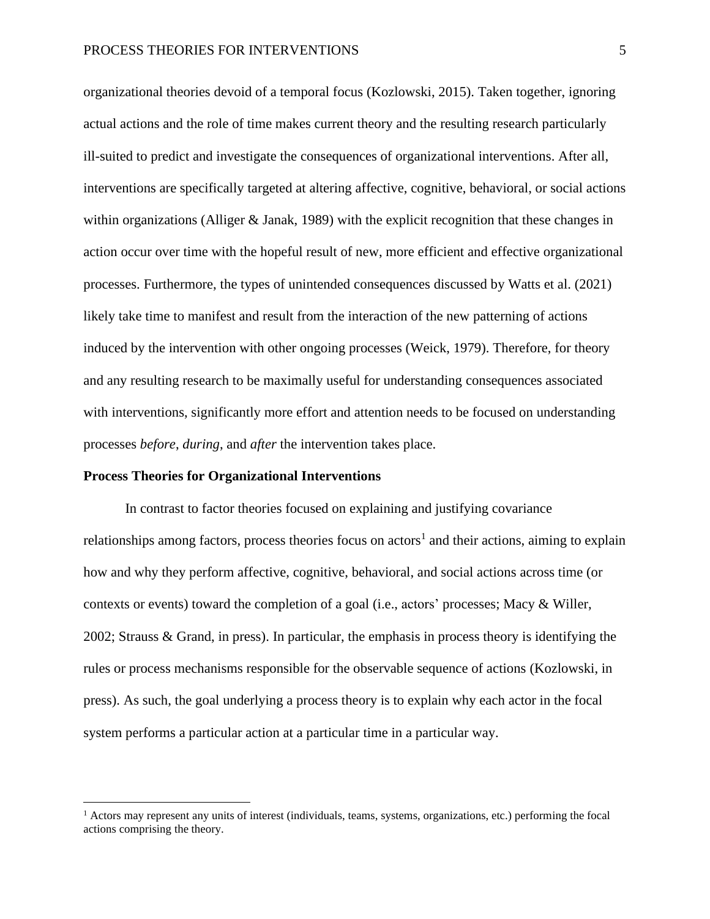organizational theories devoid of a temporal focus (Kozlowski, 2015). Taken together, ignoring actual actions and the role of time makes current theory and the resulting research particularly ill-suited to predict and investigate the consequences of organizational interventions. After all, interventions are specifically targeted at altering affective, cognitive, behavioral, or social actions within organizations (Alliger & Janak, 1989) with the explicit recognition that these changes in action occur over time with the hopeful result of new, more efficient and effective organizational processes. Furthermore, the types of unintended consequences discussed by Watts et al. (2021) likely take time to manifest and result from the interaction of the new patterning of actions induced by the intervention with other ongoing processes (Weick, 1979). Therefore, for theory and any resulting research to be maximally useful for understanding consequences associated with interventions, significantly more effort and attention needs to be focused on understanding processes *before*, *during*, and *after* the intervention takes place.

## Process Theories for Organizational Interventions

In contrast to factor theories focused on explaining and justifying covariance relationships among factors, process theories focus on actors[1] and their actions, aiming to explain how and why they perform affective, cognitive, behavioral, and social actions across time (or contexts or events) toward the completion of a goal (i.e., actors' processes; Macy & Willer, 2002; Strauss & Grand, in press). In particular, the emphasis in process theory is identifying the rules or process mechanisms responsible for the observable sequence of actions (Kozlowski, in press). As such, the goal underlying a process theory is to explain why each actor in the focal system performs a particular action at a particular time in a particular way.

[1] Actors may represent any units of interest (individuals, teams, systems, organizations, etc.) performing the focal actions comprising the theory.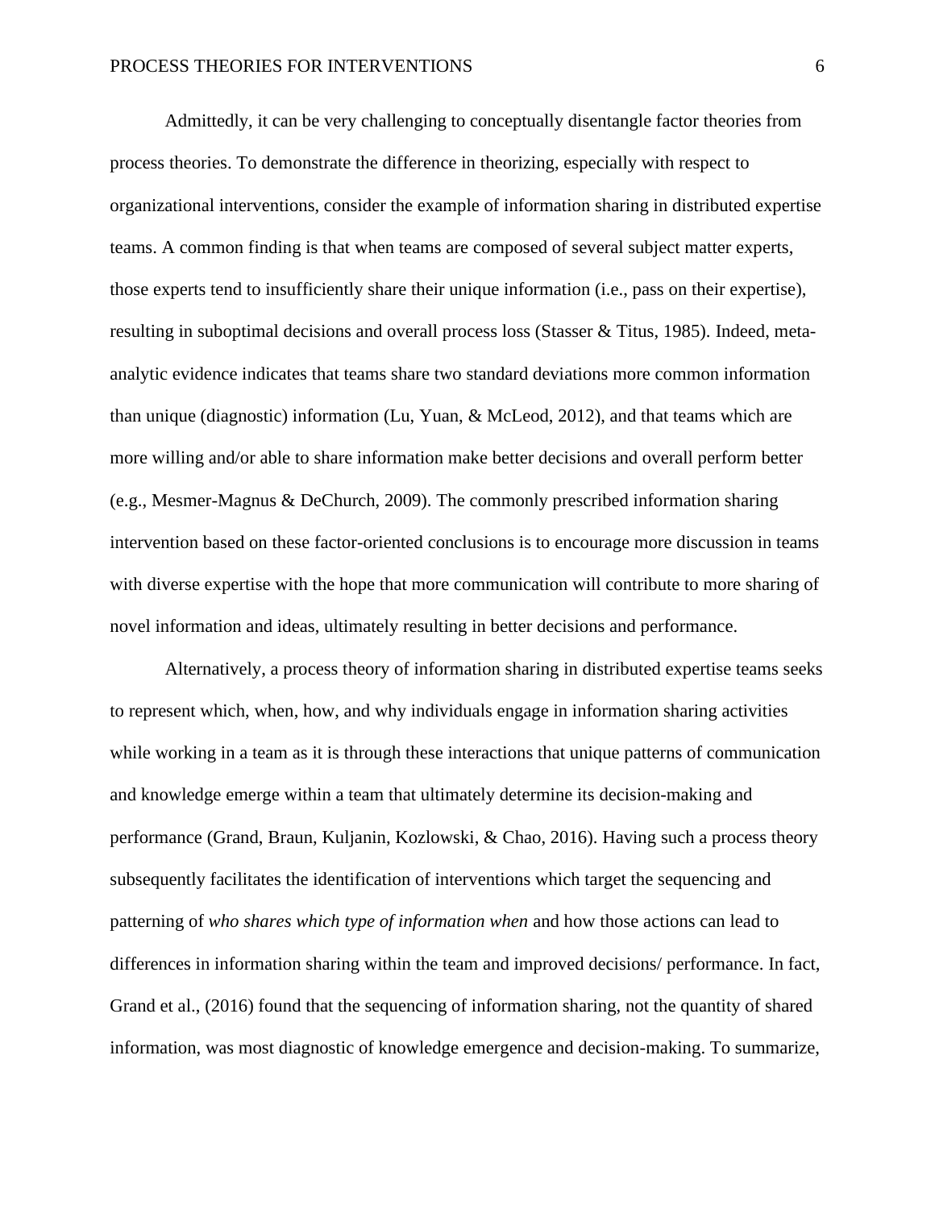Admittedly, it can be very challenging to conceptually disentangle factor theories from process theories. To demonstrate the difference in theorizing, especially with respect to organizational interventions, consider the example of information sharing in distributed expertise teams. A common finding is that when teams are composed of several subject matter experts, those experts tend to insufficiently share their unique information (i.e., pass on their expertise), resulting in suboptimal decisions and overall process loss (Stasser & Titus, 1985). Indeed, meta-analytic evidence indicates that teams share two standard deviations more common information than unique (diagnostic) information (Lu, Yuan, & McLeod, 2012), and that teams which are more willing and/or able to share information make better decisions and overall perform better (e.g., Mesmer-Magnus & DeChurch, 2009). The commonly prescribed information sharing intervention based on these factor-oriented conclusions is to encourage more discussion in teams with diverse expertise with the hope that more communication will contribute to more sharing of novel information and ideas, ultimately resulting in better decisions and performance.

Alternatively, a process theory of information sharing in distributed expertise teams seeks to represent which, when, how, and why individuals engage in information sharing activities while working in a team as it is through these interactions that unique patterns of communication and knowledge emerge within a team that ultimately determine its decision-making and performance (Grand, Braun, Kuljanin, Kozlowski, & Chao, 2016). Having such a process theory subsequently facilitates the identification of interventions which target the sequencing and patterning of *who shares which type of information when* and how those actions can lead to differences in information sharing within the team and improved decisions/ performance. In fact, Grand et al., (2016) found that the sequencing of information sharing, not the quantity of shared information, was most diagnostic of knowledge emergence and decision-making. To summarize,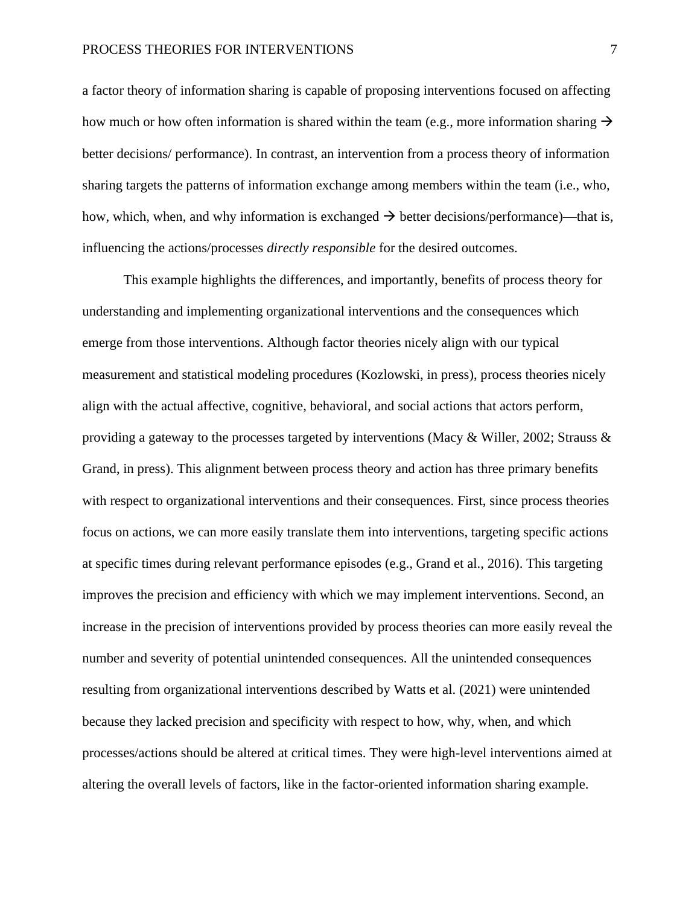a factor theory of information sharing is capable of proposing interventions focused on affecting how much or how often information is shared within the team (e.g., more information sharing → better decisions/ performance). In contrast, an intervention from a process theory of information sharing targets the patterns of information exchange among members within the team (i.e., who, how, which, when, and why information is exchanged → better decisions/performance)—that is, influencing the actions/processes *directly responsible* for the desired outcomes.

This example highlights the differences, and importantly, benefits of process theory for understanding and implementing organizational interventions and the consequences which emerge from those interventions. Although factor theories nicely align with our typical measurement and statistical modeling procedures (Kozlowski, in press), process theories nicely align with the actual affective, cognitive, behavioral, and social actions that actors perform, providing a gateway to the processes targeted by interventions (Macy & Willer, 2002; Strauss & Grand, in press). This alignment between process theory and action has three primary benefits with respect to organizational interventions and their consequences. First, since process theories focus on actions, we can more easily translate them into interventions, targeting specific actions at specific times during relevant performance episodes (e.g., Grand et al., 2016). This targeting improves the precision and efficiency with which we may implement interventions. Second, an increase in the precision of interventions provided by process theories can more easily reveal the number and severity of potential unintended consequences. All the unintended consequences resulting from organizational interventions described by Watts et al. (2021) were unintended because they lacked precision and specificity with respect to how, why, when, and which processes/actions should be altered at critical times. They were high-level interventions aimed at altering the overall levels of factors, like in the factor-oriented information sharing example.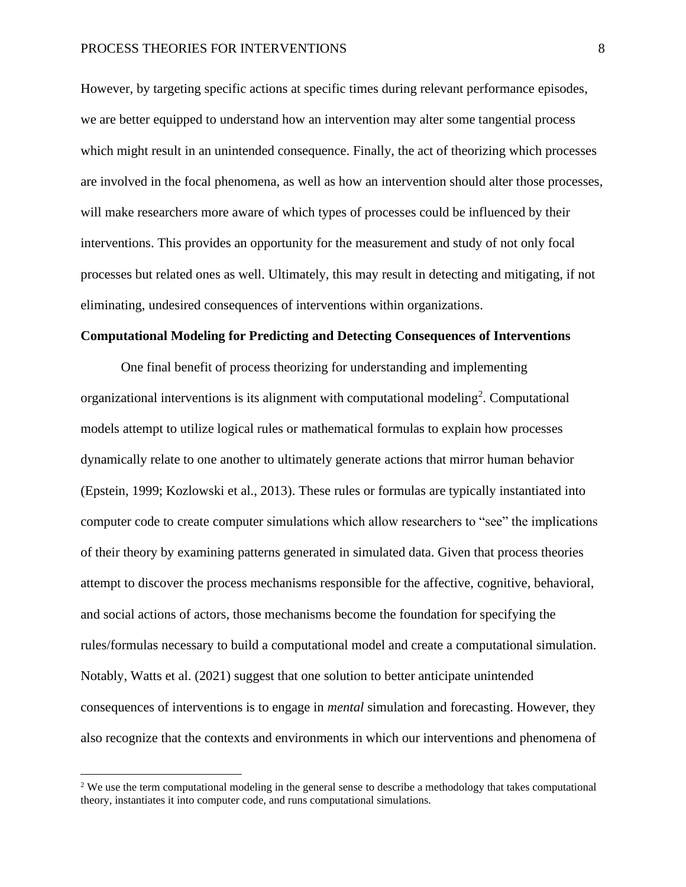However, by targeting specific actions at specific times during relevant performance episodes, we are better equipped to understand how an intervention may alter some tangential process which might result in an unintended consequence. Finally, the act of theorizing which processes are involved in the focal phenomena, as well as how an intervention should alter those processes, will make researchers more aware of which types of processes could be influenced by their interventions. This provides an opportunity for the measurement and study of not only focal processes but related ones as well. Ultimately, this may result in detecting and mitigating, if not eliminating, undesired consequences of interventions within organizations.

**Computational Modeling for Predicting and Detecting Consequences of Interventions**

One final benefit of process theorizing for understanding and implementing organizational interventions is its alignment with computational modeling[2]. Computational models attempt to utilize logical rules or mathematical formulas to explain how processes dynamically relate to one another to ultimately generate actions that mirror human behavior (Epstein, 1999; Kozlowski et al., 2013). These rules or formulas are typically instantiated into computer code to create computer simulations which allow researchers to "see" the implications of their theory by examining patterns generated in simulated data. Given that process theories attempt to discover the process mechanisms responsible for the affective, cognitive, behavioral, and social actions of actors, those mechanisms become the foundation for specifying the rules/formulas necessary to build a computational model and create a computational simulation. Notably, Watts et al. (2021) suggest that one solution to better anticipate unintended consequences of interventions is to engage in *mental* simulation and forecasting. However, they also recognize that the contexts and environments in which our interventions and phenomena of

[2] We use the term computational modeling in the general sense to describe a methodology that takes computational theory, instantiates it into computer code, and runs computational simulations.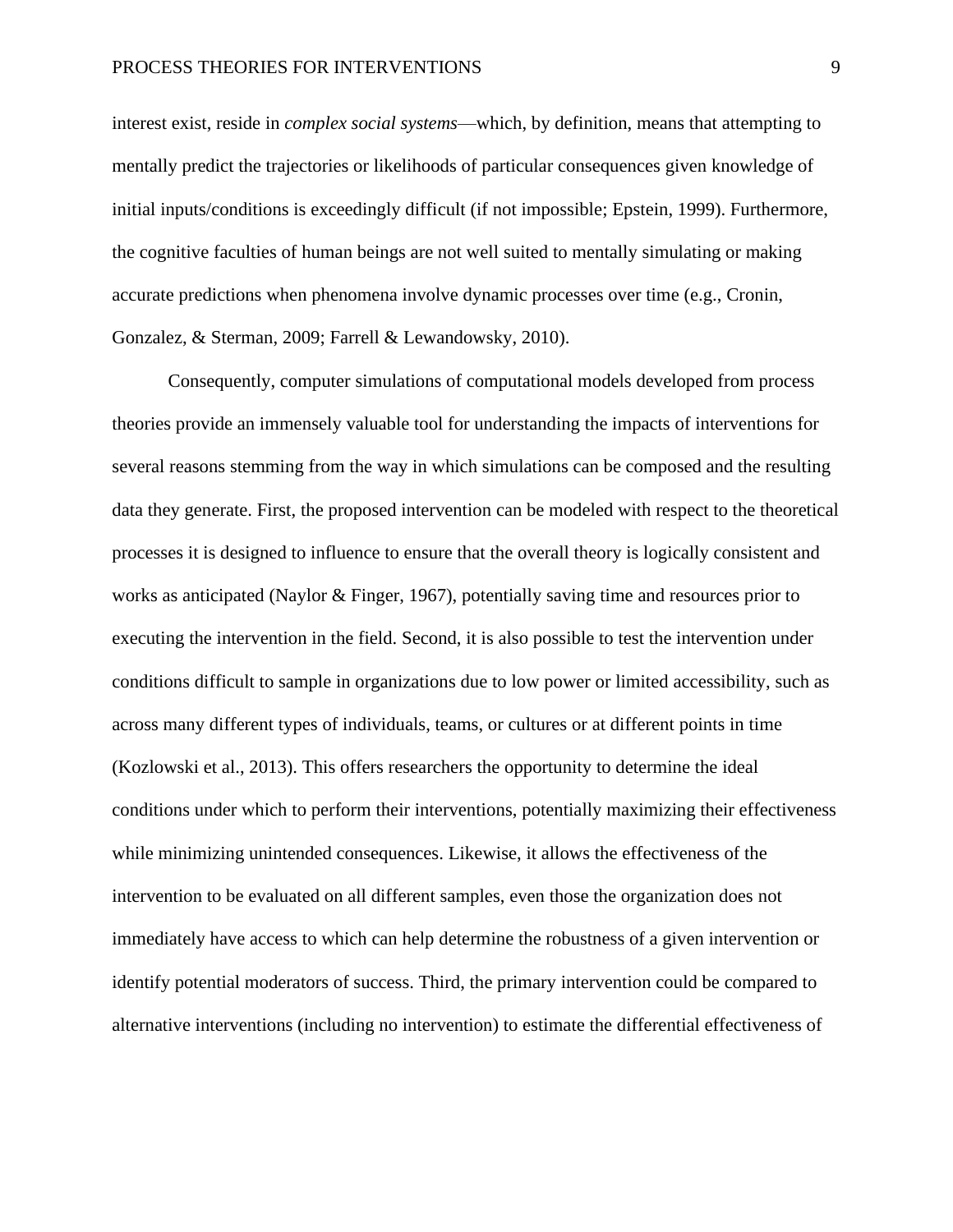interest exist, reside in *complex social systems*—which, by definition, means that attempting to mentally predict the trajectories or likelihoods of particular consequences given knowledge of initial inputs/conditions is exceedingly difficult (if not impossible; Epstein, 1999). Furthermore, the cognitive faculties of human beings are not well suited to mentally simulating or making accurate predictions when phenomena involve dynamic processes over time (e.g., Cronin, Gonzalez, & Sterman, 2009; Farrell & Lewandowsky, 2010).

Consequently, computer simulations of computational models developed from process theories provide an immensely valuable tool for understanding the impacts of interventions for several reasons stemming from the way in which simulations can be composed and the resulting data they generate. First, the proposed intervention can be modeled with respect to the theoretical processes it is designed to influence to ensure that the overall theory is logically consistent and works as anticipated (Naylor & Finger, 1967), potentially saving time and resources prior to executing the intervention in the field. Second, it is also possible to test the intervention under conditions difficult to sample in organizations due to low power or limited accessibility, such as across many different types of individuals, teams, or cultures or at different points in time (Kozlowski et al., 2013). This offers researchers the opportunity to determine the ideal conditions under which to perform their interventions, potentially maximizing their effectiveness while minimizing unintended consequences. Likewise, it allows the effectiveness of the intervention to be evaluated on all different samples, even those the organization does not immediately have access to which can help determine the robustness of a given intervention or identify potential moderators of success. Third, the primary intervention could be compared to alternative interventions (including no intervention) to estimate the differential effectiveness of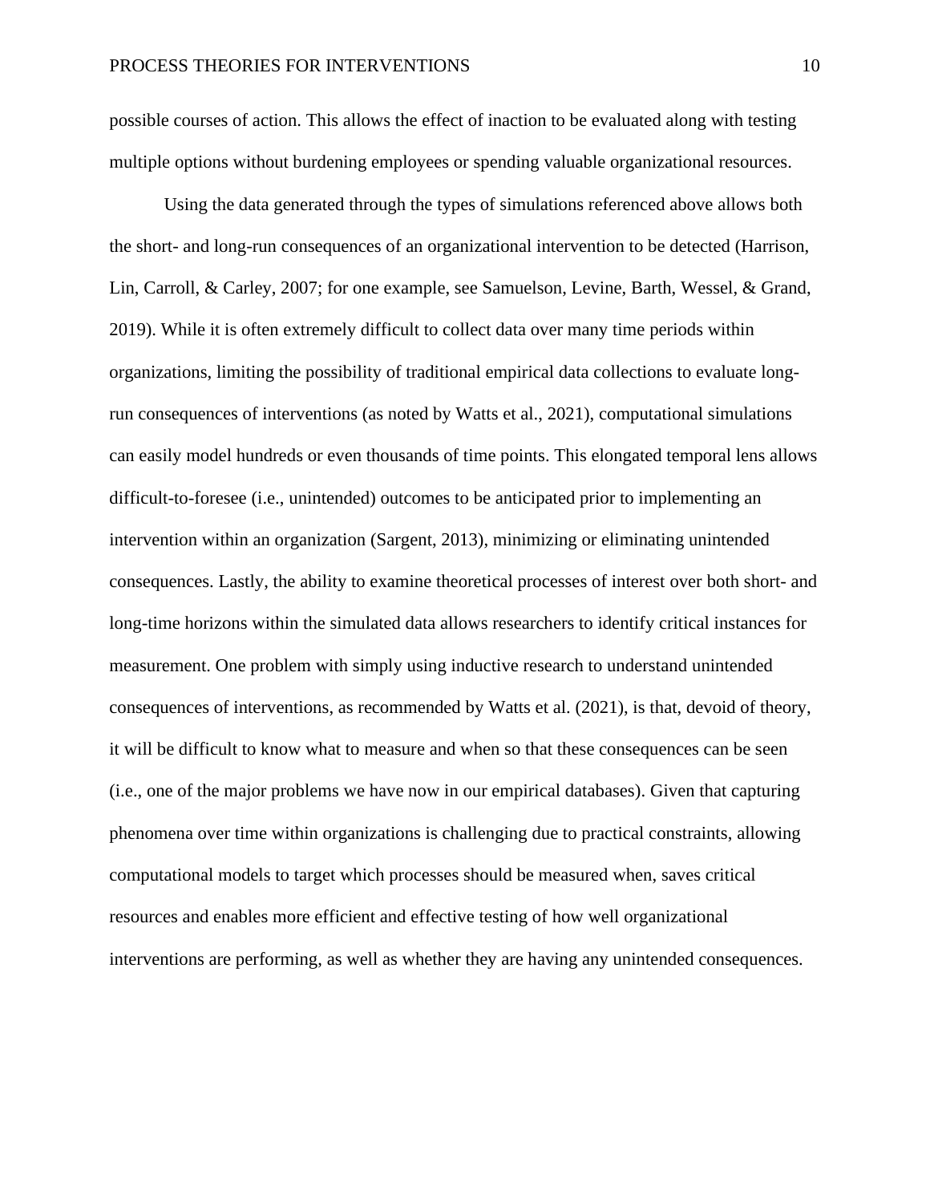possible courses of action. This allows the effect of inaction to be evaluated along with testing multiple options without burdening employees or spending valuable organizational resources.

Using the data generated through the types of simulations referenced above allows both the short- and long-run consequences of an organizational intervention to be detected (Harrison, Lin, Carroll, & Carley, 2007; for one example, see Samuelson, Levine, Barth, Wessel, & Grand, 2019). While it is often extremely difficult to collect data over many time periods within organizations, limiting the possibility of traditional empirical data collections to evaluate long-run consequences of interventions (as noted by Watts et al., 2021), computational simulations can easily model hundreds or even thousands of time points. This elongated temporal lens allows difficult-to-foresee (i.e., unintended) outcomes to be anticipated prior to implementing an intervention within an organization (Sargent, 2013), minimizing or eliminating unintended consequences. Lastly, the ability to examine theoretical processes of interest over both short- and long-time horizons within the simulated data allows researchers to identify critical instances for measurement. One problem with simply using inductive research to understand unintended consequences of interventions, as recommended by Watts et al. (2021), is that, devoid of theory, it will be difficult to know what to measure and when so that these consequences can be seen (i.e., one of the major problems we have now in our empirical databases). Given that capturing phenomena over time within organizations is challenging due to practical constraints, allowing computational models to target which processes should be measured when, saves critical resources and enables more efficient and effective testing of how well organizational interventions are performing, as well as whether they are having any unintended consequences.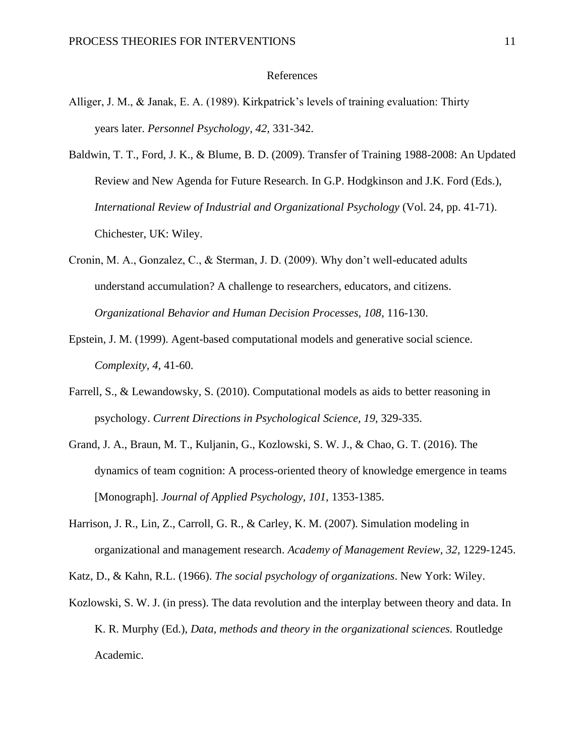# References

Alliger, J. M., & Janak, E. A. (1989). Kirkpatrick's levels of training evaluation: Thirty years later. *Personnel Psychology, 42,* 331-342.

Baldwin, T. T., Ford, J. K., & Blume, B. D. (2009). Transfer of Training 1988-2008: An Updated Review and New Agenda for Future Research. In G.P. Hodgkinson and J.K. Ford (Eds.), *International Review of Industrial and Organizational Psychology* (Vol. 24, pp. 41-71). Chichester, UK: Wiley.

Cronin, M. A., Gonzalez, C., & Sterman, J. D. (2009). Why don't well-educated adults understand accumulation? A challenge to researchers, educators, and citizens. *Organizational Behavior and Human Decision Processes, 108*, 116-130.

Epstein, J. M. (1999). Agent-based computational models and generative social science. *Complexity, 4,* 41-60.

Farrell, S., & Lewandowsky, S. (2010). Computational models as aids to better reasoning in psychology. *Current Directions in Psychological Science, 19*, 329-335.

Grand, J. A., Braun, M. T., Kuljanin, G., Kozlowski, S. W. J., & Chao, G. T. (2016). The dynamics of team cognition: A process-oriented theory of knowledge emergence in teams [Monograph]. *Journal of Applied Psychology, 101,* 1353-1385.

Harrison, J. R., Lin, Z., Carroll, G. R., & Carley, K. M. (2007). Simulation modeling in organizational and management research. *Academy of Management Review, 32,* 1229-1245.

Katz, D., & Kahn, R.L. (1966). *The social psychology of organizations*. New York: Wiley.

Kozlowski, S. W. J. (in press). The data revolution and the interplay between theory and data. In K. R. Murphy (Ed.), *Data, methods and theory in the organizational sciences.* Routledge Academic.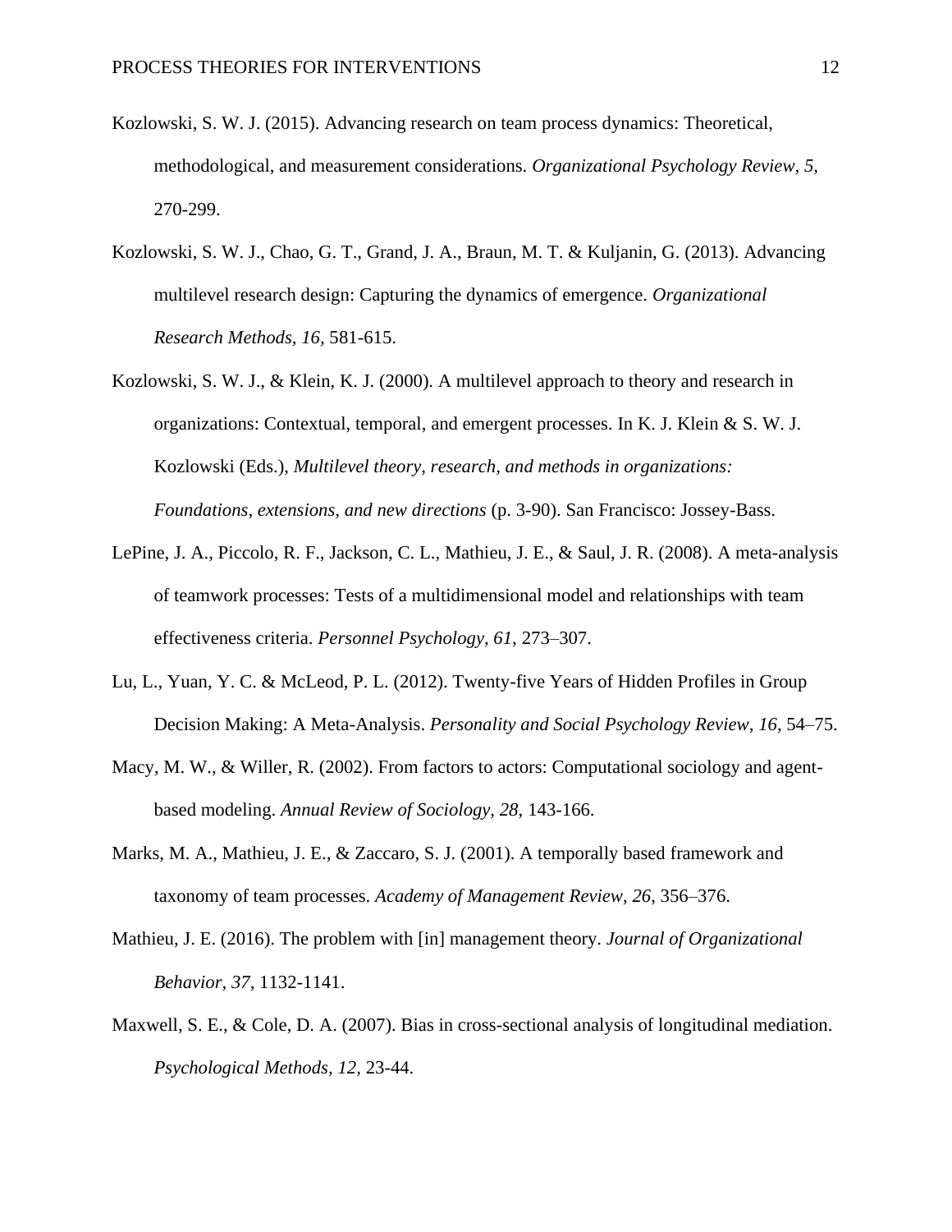Kozlowski, S. W. J. (2015). Advancing research on team process dynamics: Theoretical, methodological, and measurement considerations. *Organizational Psychology Review, 5*, 270-299.

Kozlowski, S. W. J., Chao, G. T., Grand, J. A., Braun, M. T. & Kuljanin, G. (2013). Advancing multilevel research design: Capturing the dynamics of emergence. *Organizational Research Methods, 16*, 581-615.

Kozlowski, S. W. J., & Klein, K. J. (2000). A multilevel approach to theory and research in organizations: Contextual, temporal, and emergent processes. In K. J. Klein & S. W. J. Kozlowski (Eds.), *Multilevel theory, research, and methods in organizations: Foundations, extensions, and new directions* (p. 3-90). San Francisco: Jossey-Bass.

LePine, J. A., Piccolo, R. F., Jackson, C. L., Mathieu, J. E., & Saul, J. R. (2008). A meta-analysis of teamwork processes: Tests of a multidimensional model and relationships with team effectiveness criteria. *Personnel Psychology*, *61*, 273–307.

Lu, L., Yuan, Y. C. & McLeod, P. L. (2012). Twenty-five Years of Hidden Profiles in Group Decision Making: A Meta-Analysis. *Personality and Social Psychology Review, 16*, 54–75.

Macy, M. W., & Willer, R. (2002). From factors to actors: Computational sociology and agent-based modeling. *Annual Review of Sociology, 28*, 143-166.

Marks, M. A., Mathieu, J. E., & Zaccaro, S. J. (2001). A temporally based framework and taxonomy of team processes. *Academy of Management Review*, *26*, 356–376.

Mathieu, J. E. (2016). The problem with [in] management theory. *Journal of Organizational Behavior, 37*, 1132-1141.

Maxwell, S. E., & Cole, D. A. (2007). Bias in cross-sectional analysis of longitudinal mediation. *Psychological Methods, 12*, 23-44.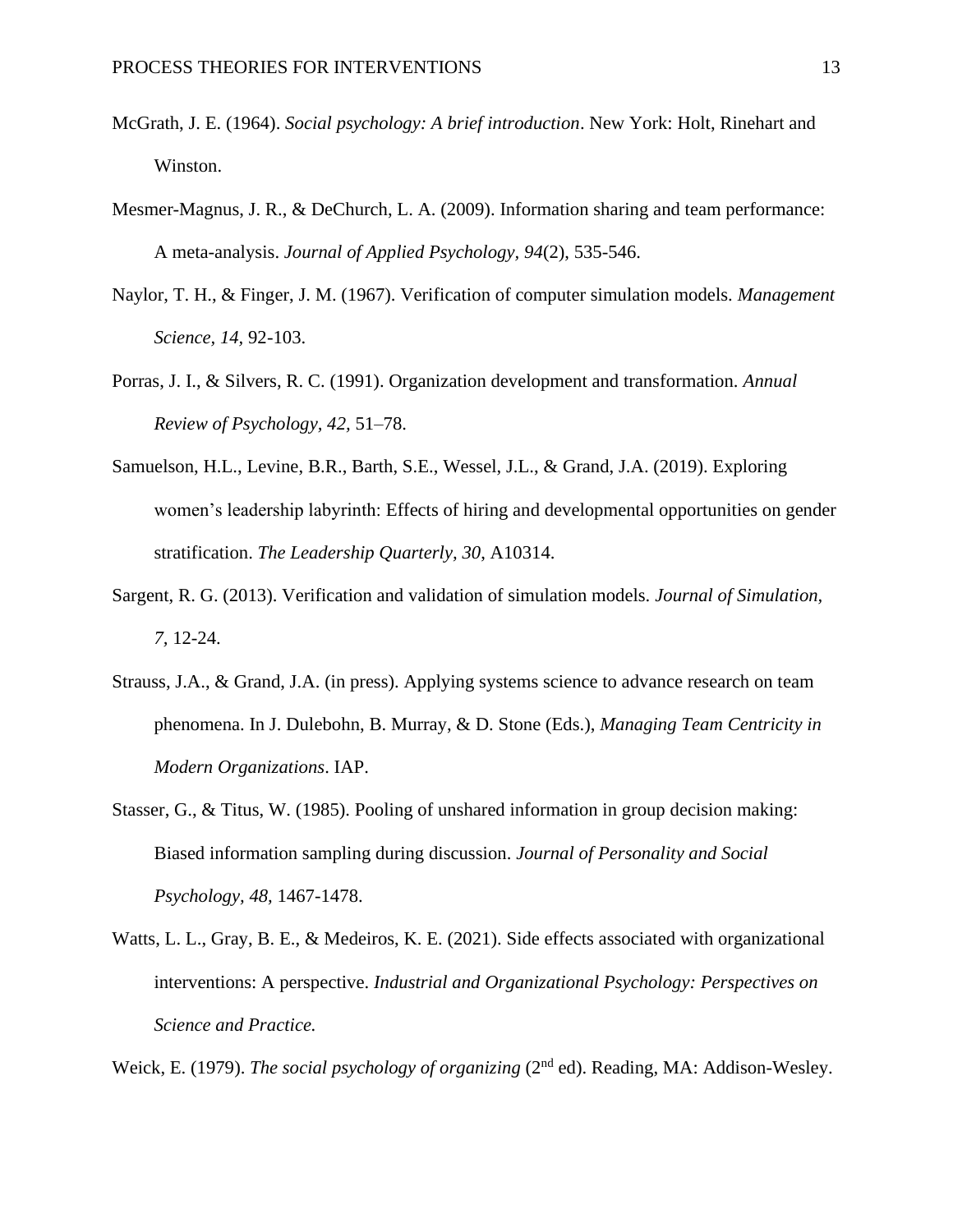McGrath, J. E. (1964). *Social psychology: A brief introduction*. New York: Holt, Rinehart and Winston.

Mesmer-Magnus, J. R., & DeChurch, L. A. (2009). Information sharing and team performance: A meta-analysis. *Journal of Applied Psychology, 94*(2), 535-546.

Naylor, T. H., & Finger, J. M. (1967). Verification of computer simulation models. *Management Science, 14,* 92-103.

Porras, J. I., & Silvers, R. C. (1991). Organization development and transformation. *Annual Review of Psychology, 42,* 51–78.

Samuelson, H.L., Levine, B.R., Barth, S.E., Wessel, J.L., & Grand, J.A. (2019). Exploring women's leadership labyrinth: Effects of hiring and developmental opportunities on gender stratification. *The Leadership Quarterly, 30,* A10314.

Sargent, R. G. (2013). Verification and validation of simulation models. *Journal of Simulation, 7,* 12-24.

Strauss, J.A., & Grand, J.A. (in press). Applying systems science to advance research on team phenomena. In J. Dulebohn, B. Murray, & D. Stone (Eds.), *Managing Team Centricity in Modern Organizations*. IAP.

Stasser, G., & Titus, W. (1985). Pooling of unshared information in group decision making: Biased information sampling during discussion. *Journal of Personality and Social Psychology, 48,* 1467-1478.

Watts, L. L., Gray, B. E., & Medeiros, K. E. (2021). Side effects associated with organizational interventions: A perspective. *Industrial and Organizational Psychology: Perspectives on Science and Practice.*

Weick, E. (1979). *The social psychology of organizing* (2nd ed). Reading, MA: Addison-Wesley.